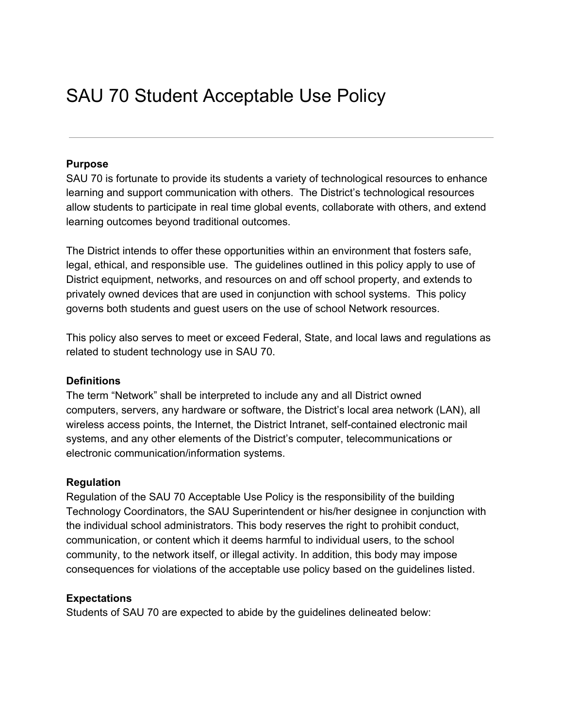# SAU 70 Student Acceptable Use Policy

---

**Purpose**

SAU 70 is fortunate to provide its students a variety of technological resources to enhance learning and support communication with others. The District's technological resources allow students to participate in real time global events, collaborate with others, and extend learning outcomes beyond traditional outcomes.

The District intends to offer these opportunities within an environment that fosters safe, legal, ethical, and responsible use. The guidelines outlined in this policy apply to use of District equipment, networks, and resources on and off school property, and extends to privately owned devices that are used in conjunction with school systems. This policy governs both students and guest users on the use of school Network resources.

This policy also serves to meet or exceed Federal, State, and local laws and regulations as related to student technology use in SAU 70.

**Definitions**

The term "Network" shall be interpreted to include any and all District owned computers, servers, any hardware or software, the District's local area network (LAN), all wireless access points, the Internet, the District Intranet, self-contained electronic mail systems, and any other elements of the District's computer, telecommunications or electronic communication/information systems.

**Regulation**

Regulation of the SAU 70 Acceptable Use Policy is the responsibility of the building Technology Coordinators, the SAU Superintendent or his/her designee in conjunction with the individual school administrators. This body reserves the right to prohibit conduct, communication, or content which it deems harmful to individual users, to the school community, to the network itself, or illegal activity. In addition, this body may impose consequences for violations of the acceptable use policy based on the guidelines listed.

**Expectations**

Students of SAU 70 are expected to abide by the guidelines delineated below: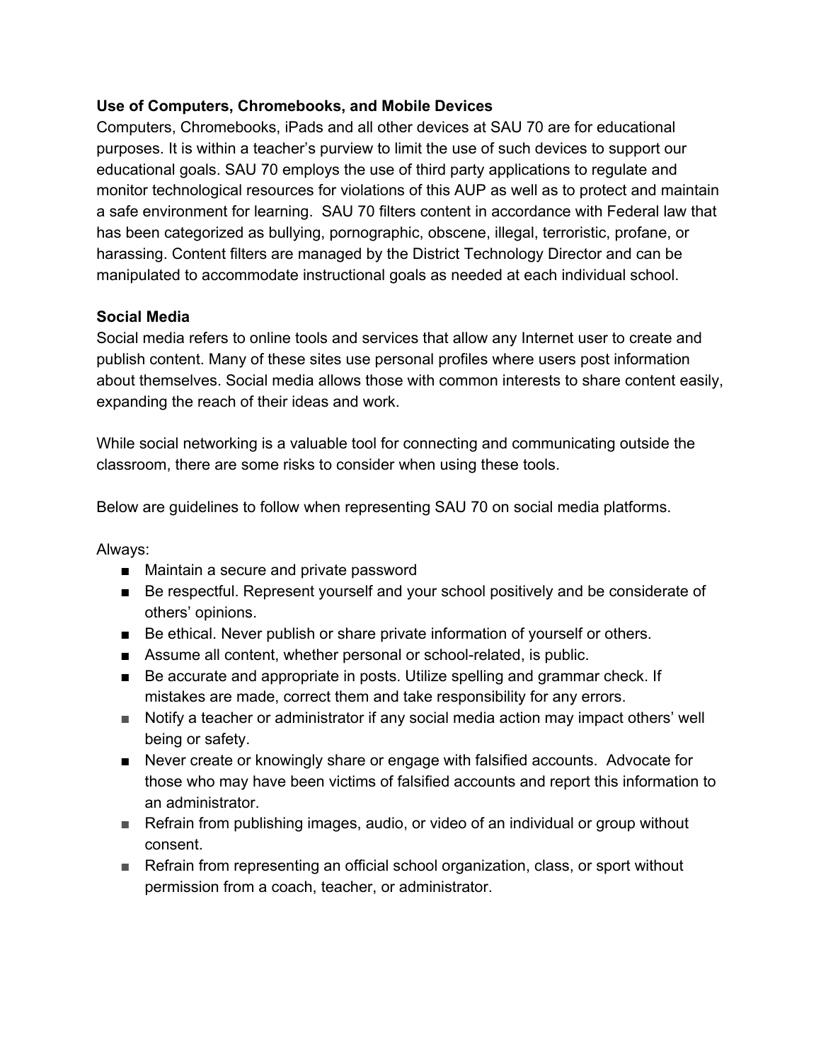**Use of Computers, Chromebooks, and Mobile Devices**

Computers, Chromebooks, iPads and all other devices at SAU 70 are for educational purposes. It is within a teacher's purview to limit the use of such devices to support our educational goals. SAU 70 employs the use of third party applications to regulate and monitor technological resources for violations of this AUP as well as to protect and maintain a safe environment for learning. SAU 70 filters content in accordance with Federal law that has been categorized as bullying, pornographic, obscene, illegal, terroristic, profane, or harassing. Content filters are managed by the District Technology Director and can be manipulated to accommodate instructional goals as needed at each individual school.

**Social Media**

Social media refers to online tools and services that allow any Internet user to create and publish content. Many of these sites use personal profiles where users post information about themselves. Social media allows those with common interests to share content easily, expanding the reach of their ideas and work.

While social networking is a valuable tool for connecting and communicating outside the classroom, there are some risks to consider when using these tools.

Below are guidelines to follow when representing SAU 70 on social media platforms.

Always:

- Maintain a secure and private password
- Be respectful. Represent yourself and your school positively and be considerate of others' opinions.
- Be ethical. Never publish or share private information of yourself or others.
- Assume all content, whether personal or school-related, is public.
- Be accurate and appropriate in posts. Utilize spelling and grammar check. If mistakes are made, correct them and take responsibility for any errors.
- Notify a teacher or administrator if any social media action may impact others' well being or safety.
- Never create or knowingly share or engage with falsified accounts. Advocate for those who may have been victims of falsified accounts and report this information to an administrator.
- Refrain from publishing images, audio, or video of an individual or group without consent.
- Refrain from representing an official school organization, class, or sport without permission from a coach, teacher, or administrator.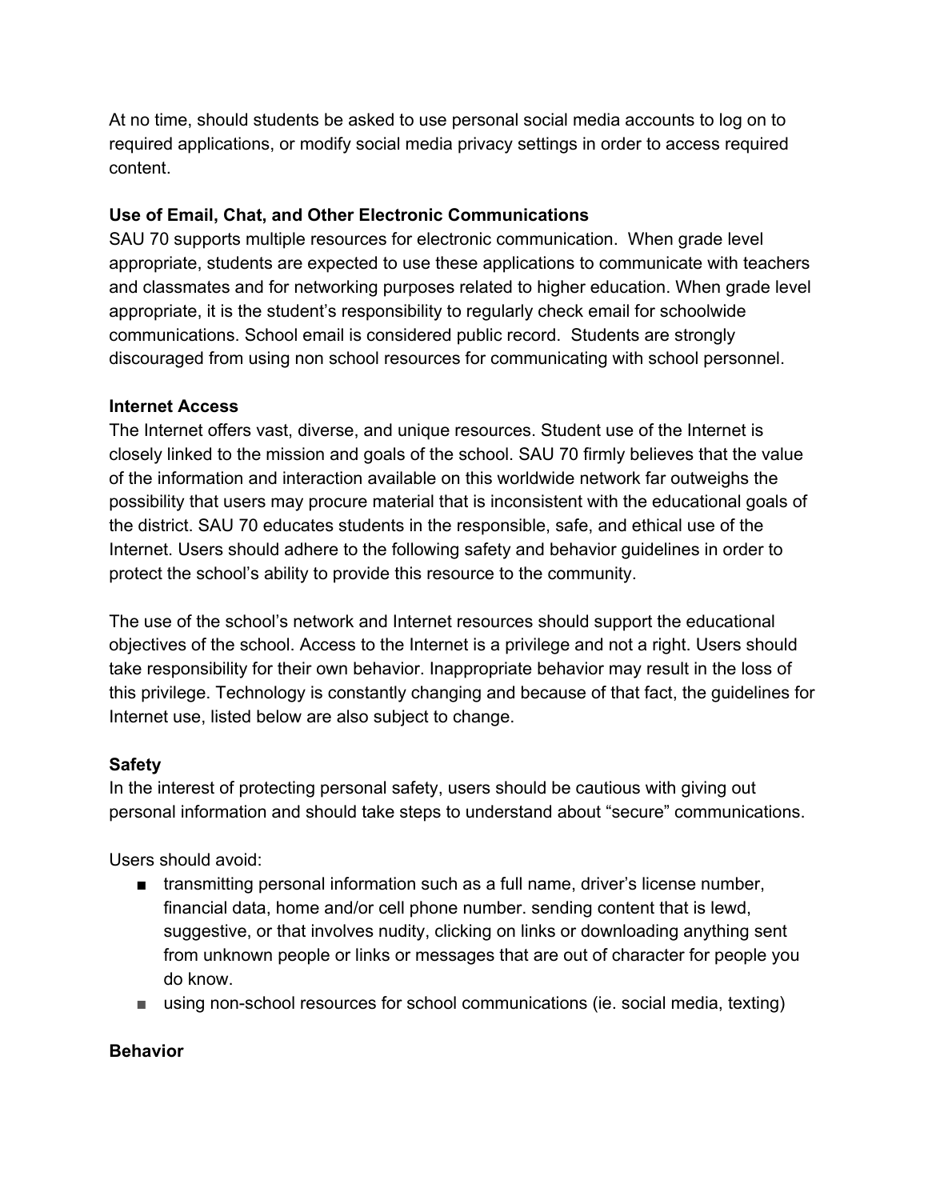At no time, should students be asked to use personal social media accounts to log on to required applications, or modify social media privacy settings in order to access required content.

**Use of Email, Chat, and Other Electronic Communications**

SAU 70 supports multiple resources for electronic communication. When grade level appropriate, students are expected to use these applications to communicate with teachers and classmates and for networking purposes related to higher education. When grade level appropriate, it is the student's responsibility to regularly check email for schoolwide communications. School email is considered public record. Students are strongly discouraged from using non school resources for communicating with school personnel.

**Internet Access**

The Internet offers vast, diverse, and unique resources. Student use of the Internet is closely linked to the mission and goals of the school. SAU 70 firmly believes that the value of the information and interaction available on this worldwide network far outweighs the possibility that users may procure material that is inconsistent with the educational goals of the district. SAU 70 educates students in the responsible, safe, and ethical use of the Internet. Users should adhere to the following safety and behavior guidelines in order to protect the school's ability to provide this resource to the community.

The use of the school's network and Internet resources should support the educational objectives of the school. Access to the Internet is a privilege and not a right. Users should take responsibility for their own behavior. Inappropriate behavior may result in the loss of this privilege. Technology is constantly changing and because of that fact, the guidelines for Internet use, listed below are also subject to change.

**Safety**

In the interest of protecting personal safety, users should be cautious with giving out personal information and should take steps to understand about "secure" communications.

Users should avoid:

- transmitting personal information such as a full name, driver's license number, financial data, home and/or cell phone number. sending content that is lewd, suggestive, or that involves nudity, clicking on links or downloading anything sent from unknown people or links or messages that are out of character for people you do know.
- using non-school resources for school communications (ie. social media, texting)

**Behavior**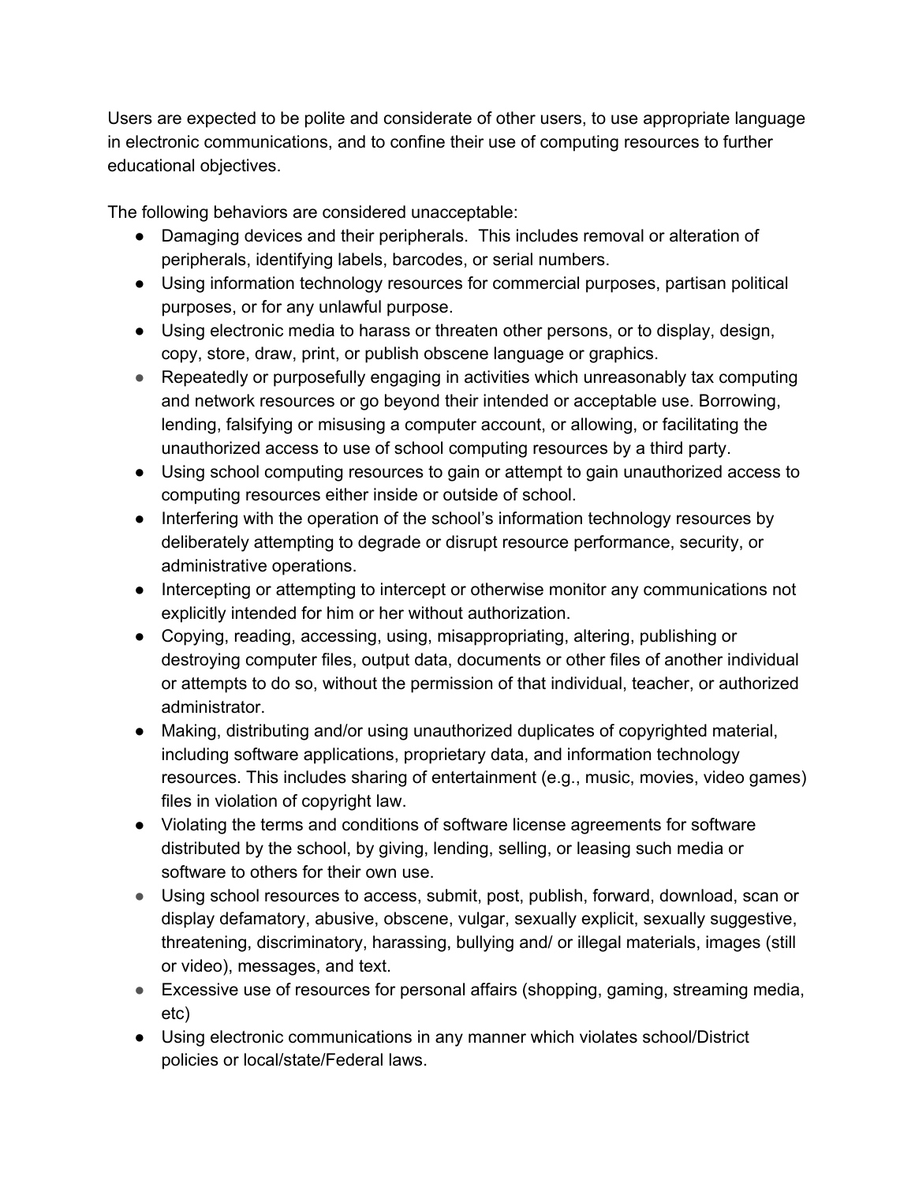Users are expected to be polite and considerate of other users, to use appropriate language in electronic communications, and to confine their use of computing resources to further educational objectives.

The following behaviors are considered unacceptable:

- Damaging devices and their peripherals.  This includes removal or alteration of peripherals, identifying labels, barcodes, or serial numbers.
- Using information technology resources for commercial purposes, partisan political purposes, or for any unlawful purpose.
- Using electronic media to harass or threaten other persons, or to display, design, copy, store, draw, print, or publish obscene language or graphics.
- Repeatedly or purposefully engaging in activities which unreasonably tax computing and network resources or go beyond their intended or acceptable use. Borrowing, lending, falsifying or misusing a computer account, or allowing, or facilitating the unauthorized access to use of school computing resources by a third party.
- Using school computing resources to gain or attempt to gain unauthorized access to computing resources either inside or outside of school.
- Interfering with the operation of the school's information technology resources by deliberately attempting to degrade or disrupt resource performance, security, or administrative operations.
- Intercepting or attempting to intercept or otherwise monitor any communications not explicitly intended for him or her without authorization.
- Copying, reading, accessing, using, misappropriating, altering, publishing or destroying computer files, output data, documents or other files of another individual or attempts to do so, without the permission of that individual, teacher, or authorized administrator.
- Making, distributing and/or using unauthorized duplicates of copyrighted material, including software applications, proprietary data, and information technology resources. This includes sharing of entertainment (e.g., music, movies, video games) files in violation of copyright law.
- Violating the terms and conditions of software license agreements for software distributed by the school, by giving, lending, selling, or leasing such media or software to others for their own use.
- Using school resources to access, submit, post, publish, forward, download, scan or display defamatory, abusive, obscene, vulgar, sexually explicit, sexually suggestive, threatening, discriminatory, harassing, bullying and/ or illegal materials, images (still or video), messages, and text.
- Excessive use of resources for personal affairs (shopping, gaming, streaming media, etc)
- Using electronic communications in any manner which violates school/District policies or local/state/Federal laws.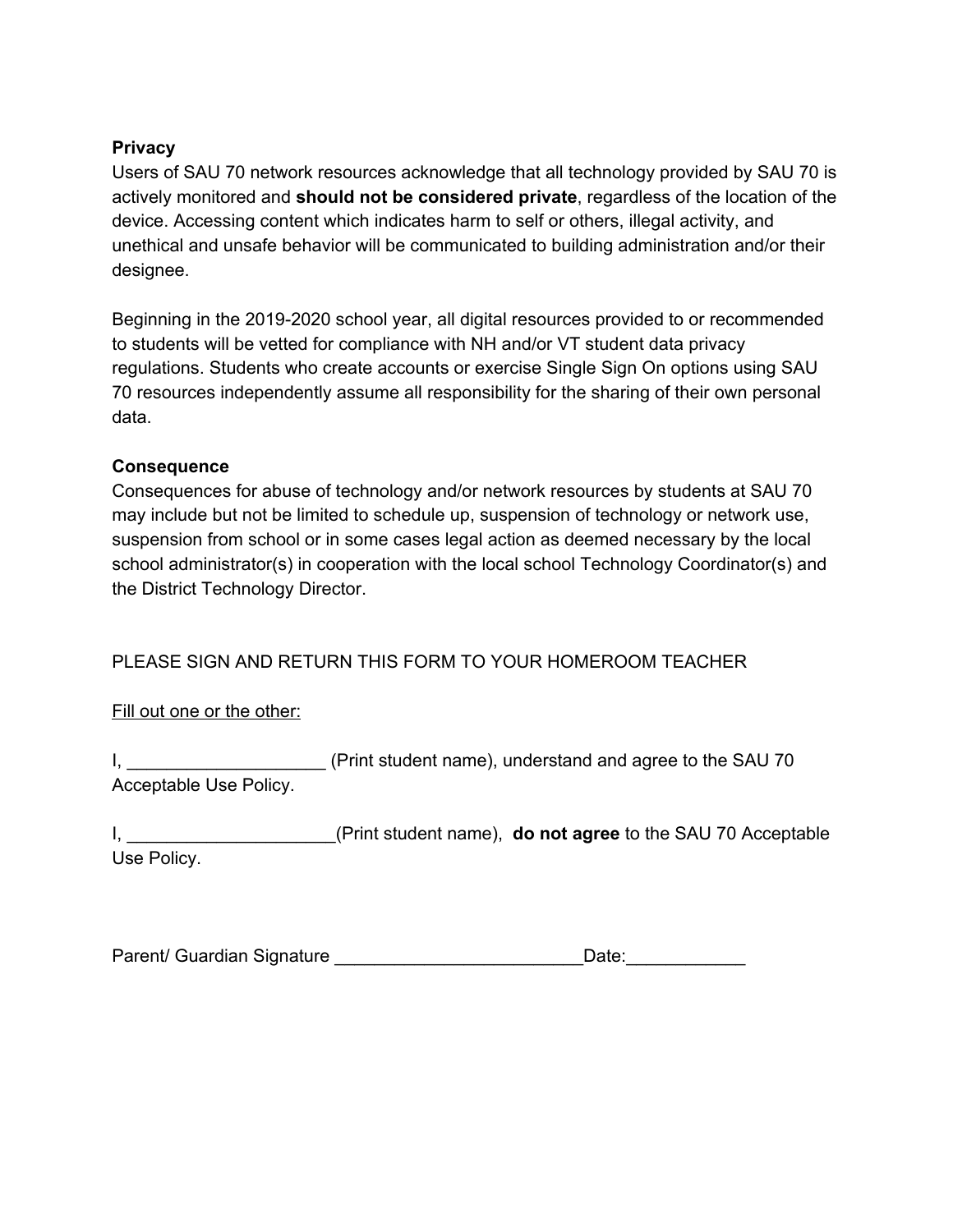**Privacy**

Users of SAU 70 network resources acknowledge that all technology provided by SAU 70 is actively monitored and **should not be considered private**, regardless of the location of the device. Accessing content which indicates harm to self or others, illegal activity, and unethical and unsafe behavior will be communicated to building administration and/or their designee.

Beginning in the 2019-2020 school year, all digital resources provided to or recommended to students will be vetted for compliance with NH and/or VT student data privacy regulations. Students who create accounts or exercise Single Sign On options using SAU 70 resources independently assume all responsibility for the sharing of their own personal data.

**Consequence**

Consequences for abuse of technology and/or network resources by students at SAU 70 may include but not be limited to schedule up, suspension of technology or network use, suspension from school or in some cases legal action as deemed necessary by the local school administrator(s) in cooperation with the local school Technology Coordinator(s) and the District Technology Director.

PLEASE SIGN AND RETURN THIS FORM TO YOUR HOMEROOM TEACHER

<u>Fill out one or the other:</u>

I, ____________________ (Print student name), understand and agree to the SAU 70 Acceptable Use Policy.

I, _____________________(Print student name), **do not agree** to the SAU 70 Acceptable Use Policy.

Parent/ Guardian Signature _________________________Date:____________